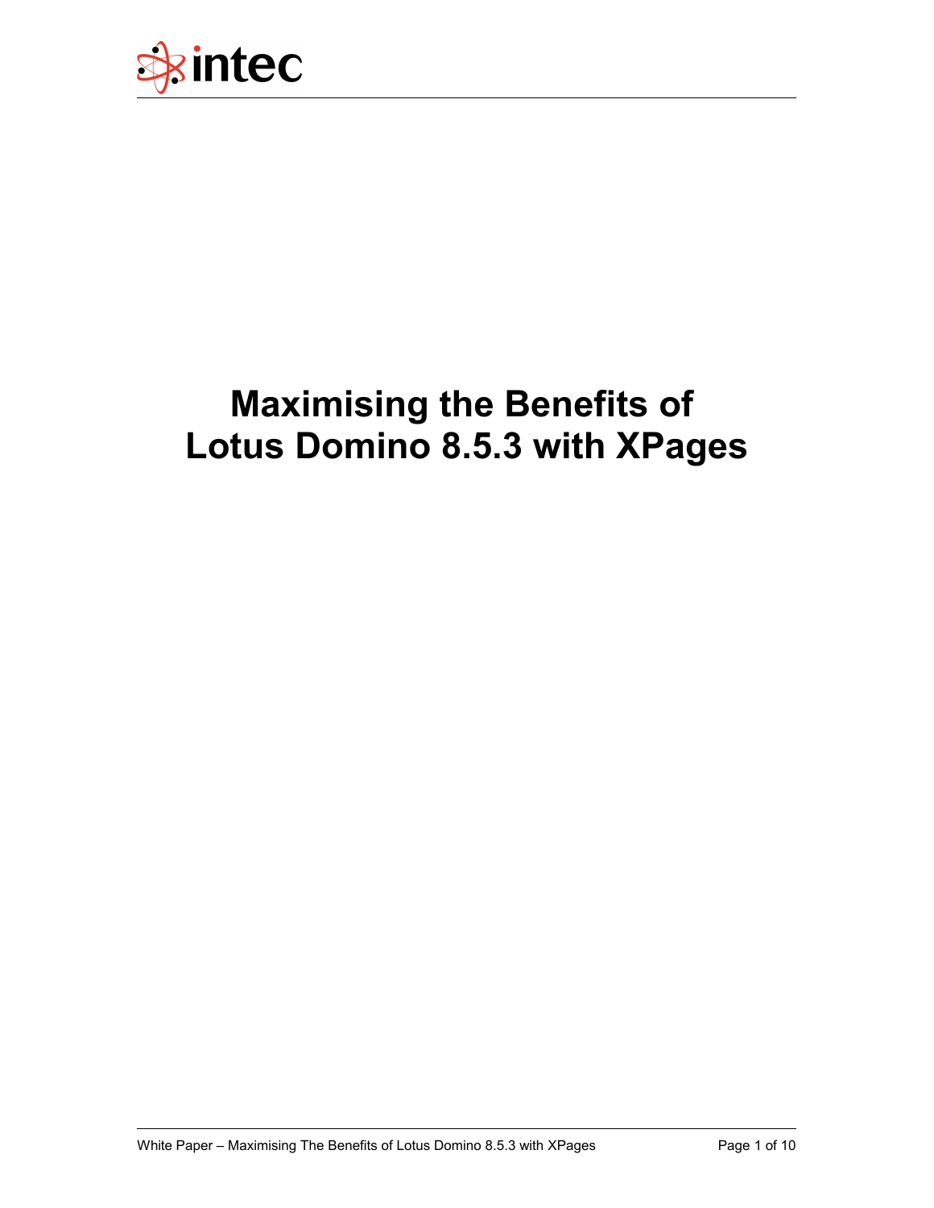# Maximising the Benefits of Lotus Domino 8.5.3 with XPages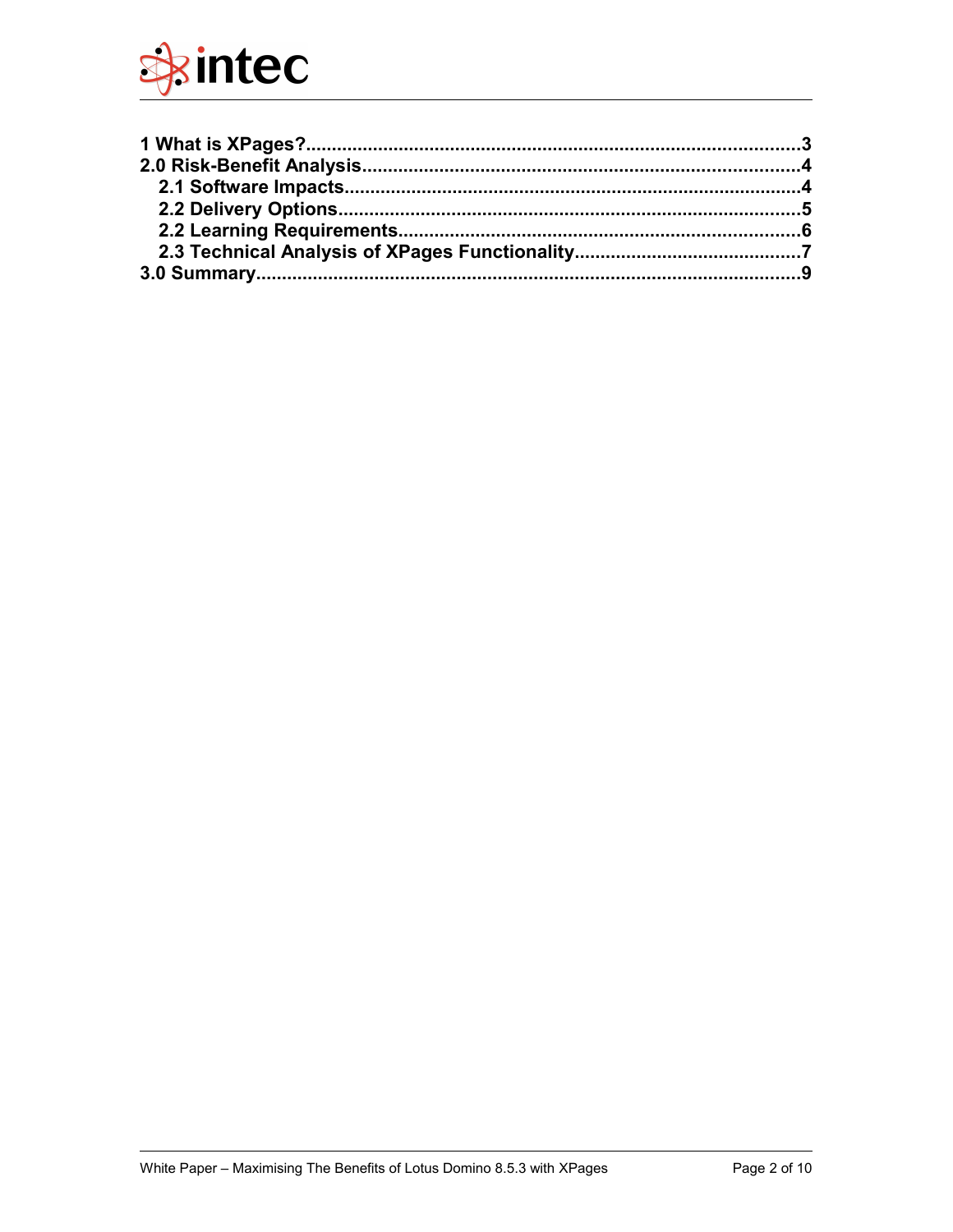1 What is XPages?...............................................................................................3
2.0 Risk-Benefit Analysis....................................................................................4
  2.1 Software Impacts.......................................................................................4
  2.2 Delivery Options........................................................................................5
  2.2 Learning Requirements...............................................................................6
  2.3 Technical Analysis of XPages Functionality...........................................7
3.0 Summary.........................................................................................................9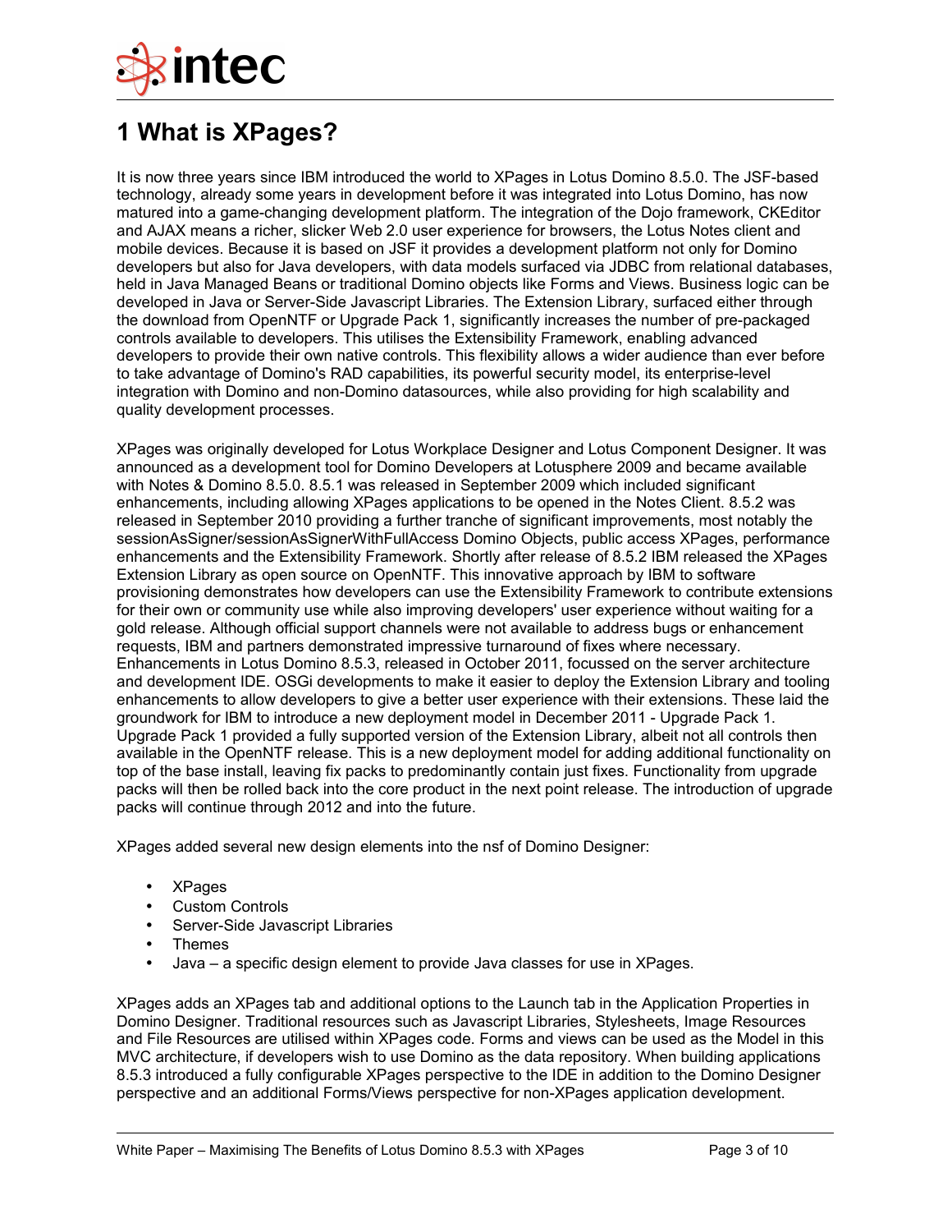# 1 What is XPages?

It is now three years since IBM introduced the world to XPages in Lotus Domino 8.5.0. The JSF-based technology, already some years in development before it was integrated into Lotus Domino, has now matured into a game-changing development platform. The integration of the Dojo framework, CKEditor and AJAX means a richer, slicker Web 2.0 user experience for browsers, the Lotus Notes client and mobile devices. Because it is based on JSF it provides a development platform not only for Domino developers but also for Java developers, with data models surfaced via JDBC from relational databases, held in Java Managed Beans or traditional Domino objects like Forms and Views. Business logic can be developed in Java or Server-Side Javascript Libraries. The Extension Library, surfaced either through the download from OpenNTF or Upgrade Pack 1, significantly increases the number of pre-packaged controls available to developers. This utilises the Extensibility Framework, enabling advanced developers to provide their own native controls. This flexibility allows a wider audience than ever before to take advantage of Domino's RAD capabilities, its powerful security model, its enterprise-level integration with Domino and non-Domino datasources, while also providing for high scalability and quality development processes.

XPages was originally developed for Lotus Workplace Designer and Lotus Component Designer. It was announced as a development tool for Domino Developers at Lotusphere 2009 and became available with Notes & Domino 8.5.0. 8.5.1 was released in September 2009 which included significant enhancements, including allowing XPages applications to be opened in the Notes Client. 8.5.2 was released in September 2010 providing a further tranche of significant improvements, most notably the sessionAsSigner/sessionAsSignerWithFullAccess Domino Objects, public access XPages, performance enhancements and the Extensibility Framework. Shortly after release of 8.5.2 IBM released the XPages Extension Library as open source on OpenNTF. This innovative approach by IBM to software provisioning demonstrates how developers can use the Extensibility Framework to contribute extensions for their own or community use while also improving developers' user experience without waiting for a gold release. Although official support channels were not available to address bugs or enhancement requests, IBM and partners demonstrated impressive turnaround of fixes where necessary. Enhancements in Lotus Domino 8.5.3, released in October 2011, focussed on the server architecture and development IDE. OSGi developments to make it easier to deploy the Extension Library and tooling enhancements to allow developers to give a better user experience with their extensions. These laid the groundwork for IBM to introduce a new deployment model in December 2011 - Upgrade Pack 1. Upgrade Pack 1 provided a fully supported version of the Extension Library, albeit not all controls then available in the OpenNTF release. This is a new deployment model for adding additional functionality on top of the base install, leaving fix packs to predominantly contain just fixes. Functionality from upgrade packs will then be rolled back into the core product in the next point release. The introduction of upgrade packs will continue through 2012 and into the future.

XPages added several new design elements into the nsf of Domino Designer:

- XPages
- Custom Controls
- Server-Side Javascript Libraries
- Themes
- Java – a specific design element to provide Java classes for use in XPages.

XPages adds an XPages tab and additional options to the Launch tab in the Application Properties in Domino Designer. Traditional resources such as Javascript Libraries, Stylesheets, Image Resources and File Resources are utilised within XPages code. Forms and views can be used as the Model in this MVC architecture, if developers wish to use Domino as the data repository. When building applications 8.5.3 introduced a fully configurable XPages perspective to the IDE in addition to the Domino Designer perspective and an additional Forms/Views perspective for non-XPages application development.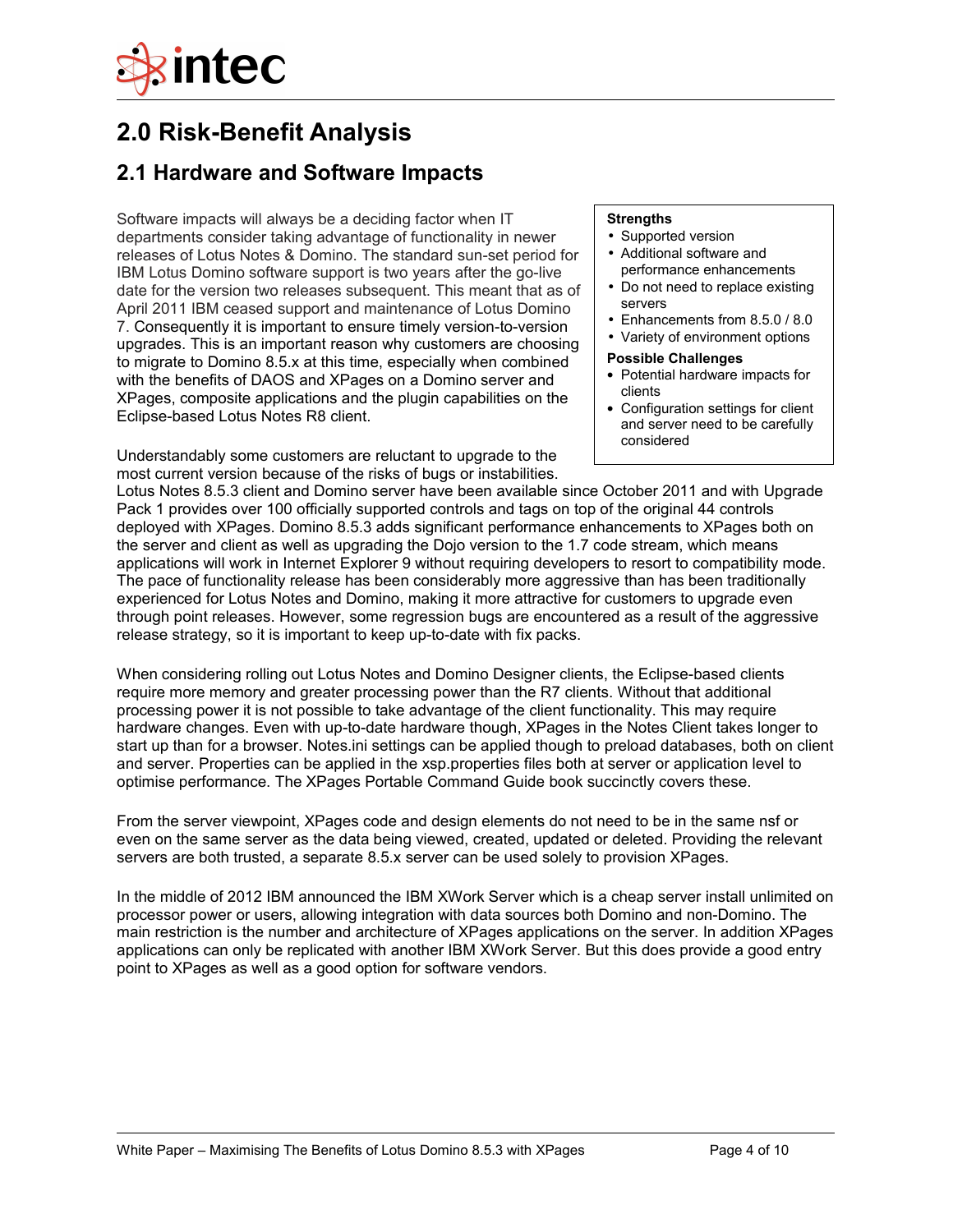# 2.0 Risk-Benefit Analysis

## 2.1 Hardware and Software Impacts

**Strengths**

- Supported version
- Additional software and performance enhancements
- Do not need to replace existing servers
- Enhancements from 8.5.0 / 8.0
- Variety of environment options

**Possible Challenges**

- Potential hardware impacts for clients
- Configuration settings for client and server need to be carefully considered

Software impacts will always be a deciding factor when IT departments consider taking advantage of functionality in newer releases of Lotus Notes & Domino. The standard sun-set period for IBM Lotus Domino software support is two years after the go-live date for the version two releases subsequent. This meant that as of April 2011 IBM ceased support and maintenance of Lotus Domino 7. Consequently it is important to ensure timely version-to-version upgrades. This is an important reason why customers are choosing to migrate to Domino 8.5.x at this time, especially when combined with the benefits of DAOS and XPages on a Domino server and XPages, composite applications and the plugin capabilities on the Eclipse-based Lotus Notes R8 client.

Understandably some customers are reluctant to upgrade to the most current version because of the risks of bugs or instabilities. Lotus Notes 8.5.3 client and Domino server have been available since October 2011 and with Upgrade Pack 1 provides over 100 officially supported controls and tags on top of the original 44 controls deployed with XPages. Domino 8.5.3 adds significant performance enhancements to XPages both on the server and client as well as upgrading the Dojo version to the 1.7 code stream, which means applications will work in Internet Explorer 9 without requiring developers to resort to compatibility mode. The pace of functionality release has been considerably more aggressive than has been traditionally experienced for Lotus Notes and Domino, making it more attractive for customers to upgrade even through point releases. However, some regression bugs are encountered as a result of the aggressive release strategy, so it is important to keep up-to-date with fix packs.

When considering rolling out Lotus Notes and Domino Designer clients, the Eclipse-based clients require more memory and greater processing power than the R7 clients. Without that additional processing power it is not possible to take advantage of the client functionality. This may require hardware changes. Even with up-to-date hardware though, XPages in the Notes Client takes longer to start up than for a browser. Notes.ini settings can be applied though to preload databases, both on client and server. Properties can be applied in the xsp.properties files both at server or application level to optimise performance. The XPages Portable Command Guide book succinctly covers these.

From the server viewpoint, XPages code and design elements do not need to be in the same nsf or even on the same server as the data being viewed, created, updated or deleted. Providing the relevant servers are both trusted, a separate 8.5.x server can be used solely to provision XPages.

In the middle of 2012 IBM announced the IBM XWork Server which is a cheap server install unlimited on processor power or users, allowing integration with data sources both Domino and non-Domino. The main restriction is the number and architecture of XPages applications on the server. In addition XPages applications can only be replicated with another IBM XWork Server. But this does provide a good entry point to XPages as well as a good option for software vendors.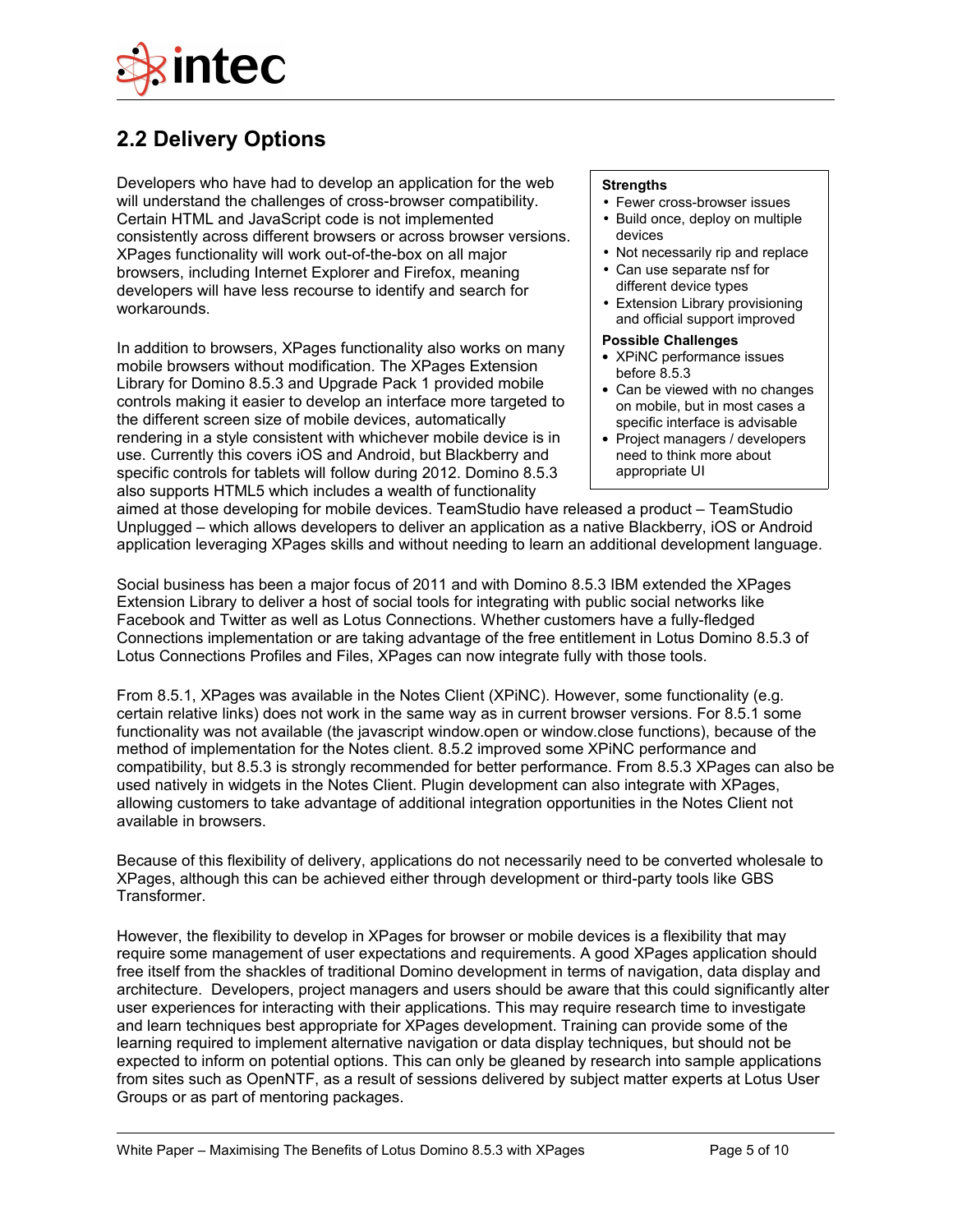## 2.2 Delivery Options

Developers who have had to develop an application for the web will understand the challenges of cross-browser compatibility. Certain HTML and JavaScript code is not implemented consistently across different browsers or across browser versions. XPages functionality will work out-of-the-box on all major browsers, including Internet Explorer and Firefox, meaning developers will have less recourse to identify and search for workarounds.

**Strengths**

- Fewer cross-browser issues
- Build once, deploy on multiple devices
- Not necessarily rip and replace
- Can use separate nsf for different device types
- Extension Library provisioning and official support improved

**Possible Challenges**

- XPiNC performance issues before 8.5.3
- Can be viewed with no changes on mobile, but in most cases a specific interface is advisable
- Project managers / developers need to think more about appropriate UI

In addition to browsers, XPages functionality also works on many mobile browsers without modification. The XPages Extension Library for Domino 8.5.3 and Upgrade Pack 1 provided mobile controls making it easier to develop an interface more targeted to the different screen size of mobile devices, automatically rendering in a style consistent with whichever mobile device is in use. Currently this covers iOS and Android, but Blackberry and specific controls for tablets will follow during 2012. Domino 8.5.3 also supports HTML5 which includes a wealth of functionality aimed at those developing for mobile devices. TeamStudio have released a product – TeamStudio Unplugged – which allows developers to deliver an application as a native Blackberry, iOS or Android application leveraging XPages skills and without needing to learn an additional development language.

Social business has been a major focus of 2011 and with Domino 8.5.3 IBM extended the XPages Extension Library to deliver a host of social tools for integrating with public social networks like Facebook and Twitter as well as Lotus Connections. Whether customers have a fully-fledged Connections implementation or are taking advantage of the free entitlement in Lotus Domino 8.5.3 of Lotus Connections Profiles and Files, XPages can now integrate fully with those tools.

From 8.5.1, XPages was available in the Notes Client (XPiNC). However, some functionality (e.g. certain relative links) does not work in the same way as in current browser versions. For 8.5.1 some functionality was not available (the javascript window.open or window.close functions), because of the method of implementation for the Notes client. 8.5.2 improved some XPiNC performance and compatibility, but 8.5.3 is strongly recommended for better performance. From 8.5.3 XPages can also be used natively in widgets in the Notes Client. Plugin development can also integrate with XPages, allowing customers to take advantage of additional integration opportunities in the Notes Client not available in browsers.

Because of this flexibility of delivery, applications do not necessarily need to be converted wholesale to XPages, although this can be achieved either through development or third-party tools like GBS Transformer.

However, the flexibility to develop in XPages for browser or mobile devices is a flexibility that may require some management of user expectations and requirements. A good XPages application should free itself from the shackles of traditional Domino development in terms of navigation, data display and architecture. Developers, project managers and users should be aware that this could significantly alter user experiences for interacting with their applications. This may require research time to investigate and learn techniques best appropriate for XPages development. Training can provide some of the learning required to implement alternative navigation or data display techniques, but should not be expected to inform on potential options. This can only be gleaned by research into sample applications from sites such as OpenNTF, as a result of sessions delivered by subject matter experts at Lotus User Groups or as part of mentoring packages.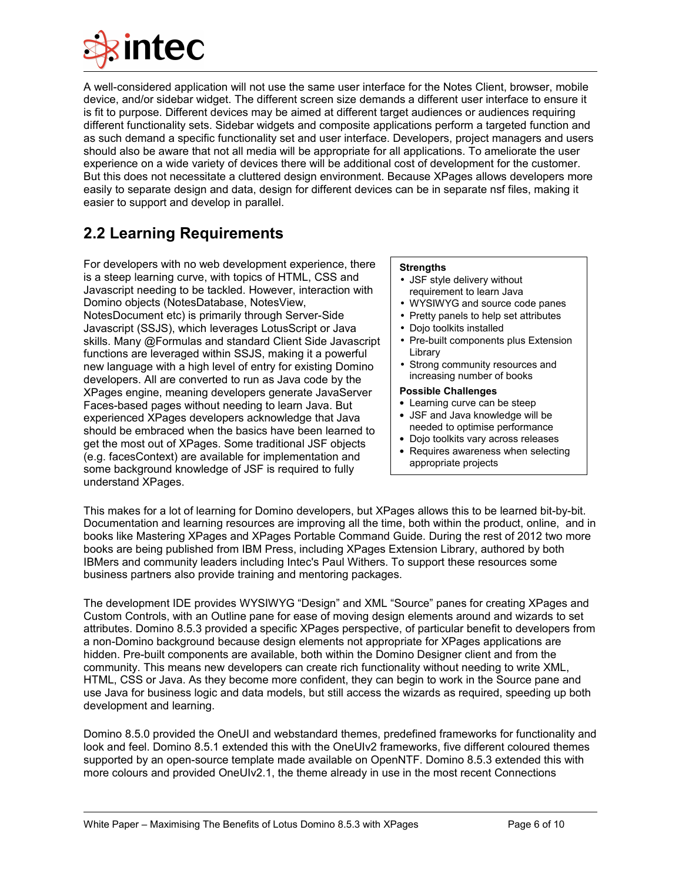A well-considered application will not use the same user interface for the Notes Client, browser, mobile device, and/or sidebar widget. The different screen size demands a different user interface to ensure it is fit to purpose. Different devices may be aimed at different target audiences or audiences requiring different functionality sets. Sidebar widgets and composite applications perform a targeted function and as such demand a specific functionality set and user interface. Developers, project managers and users should also be aware that not all media will be appropriate for all applications. To ameliorate the user experience on a wide variety of devices there will be additional cost of development for the customer. But this does not necessitate a cluttered design environment. Because XPages allows developers more easily to separate design and data, design for different devices can be in separate nsf files, making it easier to support and develop in parallel.

## 2.2 Learning Requirements

For developers with no web development experience, there is a steep learning curve, with topics of HTML, CSS and Javascript needing to be tackled. However, interaction with Domino objects (NotesDatabase, NotesView, NotesDocument etc) is primarily through Server-Side Javascript (SSJS), which leverages LotusScript or Java skills. Many @Formulas and standard Client Side Javascript functions are leveraged within SSJS, making it a powerful new language with a high level of entry for existing Domino developers. All are converted to run as Java code by the XPages engine, meaning developers generate JavaServer Faces-based pages without needing to learn Java. But experienced XPages developers acknowledge that Java should be embraced when the basics have been learned to get the most out of XPages. Some traditional JSF objects (e.g. facesContext) are available for implementation and some background knowledge of JSF is required to fully understand XPages.

**Strengths**

- JSF style delivery without requirement to learn Java
- WYSIWYG and source code panes
- Pretty panels to help set attributes
- Dojo toolkits installed
- Pre-built components plus Extension Library
- Strong community resources and increasing number of books

**Possible Challenges**

- Learning curve can be steep
- JSF and Java knowledge will be needed to optimise performance
- Dojo toolkits vary across releases
- Requires awareness when selecting appropriate projects

This makes for a lot of learning for Domino developers, but XPages allows this to be learned bit-by-bit. Documentation and learning resources are improving all the time, both within the product, online, and in books like Mastering XPages and XPages Portable Command Guide. During the rest of 2012 two more books are being published from IBM Press, including XPages Extension Library, authored by both IBMers and community leaders including Intec's Paul Withers. To support these resources some business partners also provide training and mentoring packages.

The development IDE provides WYSIWYG “Design” and XML “Source” panes for creating XPages and Custom Controls, with an Outline pane for ease of moving design elements around and wizards to set attributes. Domino 8.5.3 provided a specific XPages perspective, of particular benefit to developers from a non-Domino background because design elements not appropriate for XPages applications are hidden. Pre-built components are available, both within the Domino Designer client and from the community. This means new developers can create rich functionality without needing to write XML, HTML, CSS or Java. As they become more confident, they can begin to work in the Source pane and use Java for business logic and data models, but still access the wizards as required, speeding up both development and learning.

Domino 8.5.0 provided the OneUI and webstandard themes, predefined frameworks for functionality and look and feel. Domino 8.5.1 extended this with the OneUIv2 frameworks, five different coloured themes supported by an open-source template made available on OpenNTF. Domino 8.5.3 extended this with more colours and provided OneUIv2.1, the theme already in use in the most recent Connections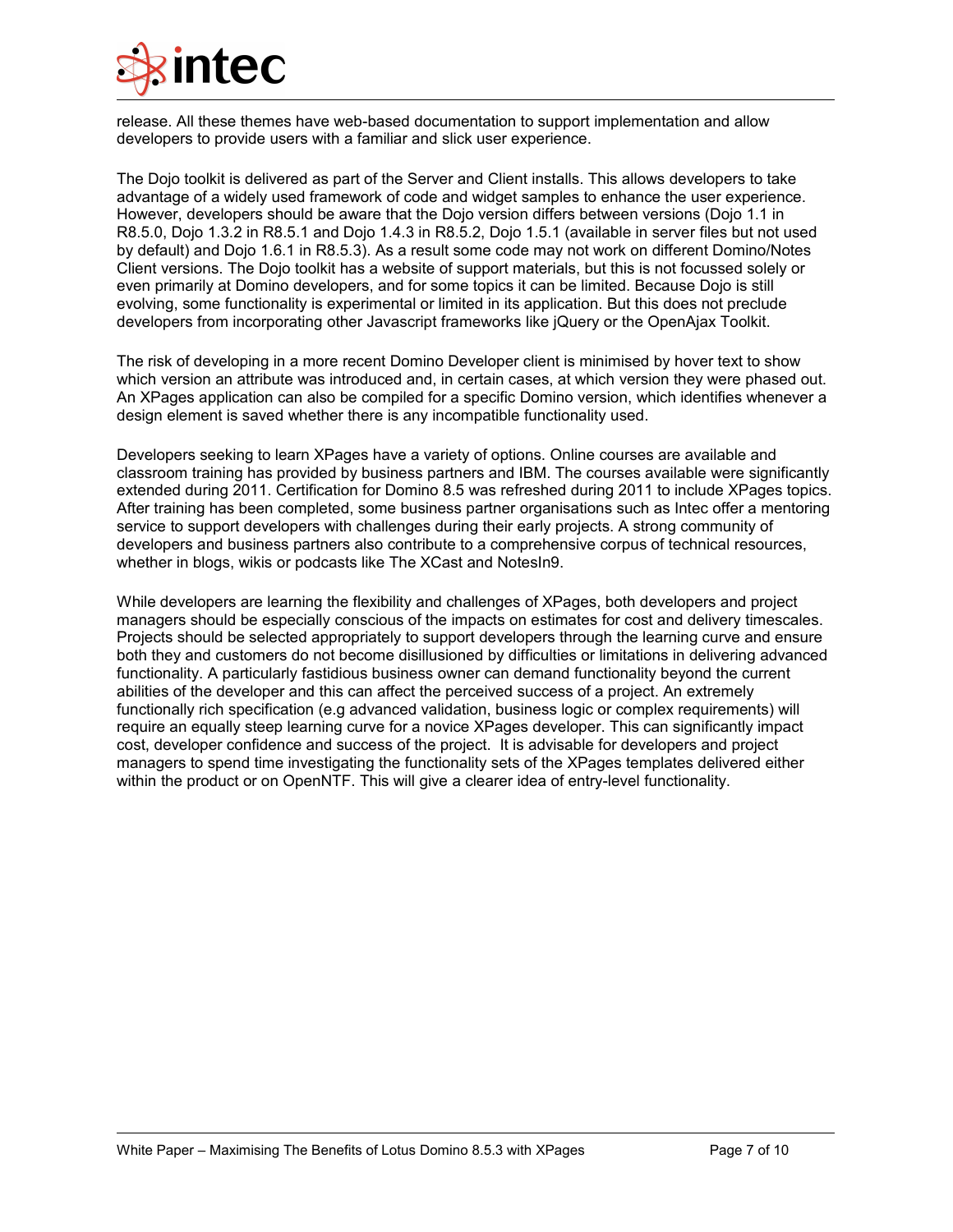release. All these themes have web-based documentation to support implementation and allow developers to provide users with a familiar and slick user experience.

The Dojo toolkit is delivered as part of the Server and Client installs. This allows developers to take advantage of a widely used framework of code and widget samples to enhance the user experience. However, developers should be aware that the Dojo version differs between versions (Dojo 1.1 in R8.5.0, Dojo 1.3.2 in R8.5.1 and Dojo 1.4.3 in R8.5.2, Dojo 1.5.1 (available in server files but not used by default) and Dojo 1.6.1 in R8.5.3). As a result some code may not work on different Domino/Notes Client versions. The Dojo toolkit has a website of support materials, but this is not focussed solely or even primarily at Domino developers, and for some topics it can be limited. Because Dojo is still evolving, some functionality is experimental or limited in its application. But this does not preclude developers from incorporating other Javascript frameworks like jQuery or the OpenAjax Toolkit.

The risk of developing in a more recent Domino Developer client is minimised by hover text to show which version an attribute was introduced and, in certain cases, at which version they were phased out. An XPages application can also be compiled for a specific Domino version, which identifies whenever a design element is saved whether there is any incompatible functionality used.

Developers seeking to learn XPages have a variety of options. Online courses are available and classroom training has provided by business partners and IBM. The courses available were significantly extended during 2011. Certification for Domino 8.5 was refreshed during 2011 to include XPages topics. After training has been completed, some business partner organisations such as Intec offer a mentoring service to support developers with challenges during their early projects. A strong community of developers and business partners also contribute to a comprehensive corpus of technical resources, whether in blogs, wikis or podcasts like The XCast and NotesIn9.

While developers are learning the flexibility and challenges of XPages, both developers and project managers should be especially conscious of the impacts on estimates for cost and delivery timescales. Projects should be selected appropriately to support developers through the learning curve and ensure both they and customers do not become disillusioned by difficulties or limitations in delivering advanced functionality. A particularly fastidious business owner can demand functionality beyond the current abilities of the developer and this can affect the perceived success of a project. An extremely functionally rich specification (e.g advanced validation, business logic or complex requirements) will require an equally steep learning curve for a novice XPages developer. This can significantly impact cost, developer confidence and success of the project. It is advisable for developers and project managers to spend time investigating the functionality sets of the XPages templates delivered either within the product or on OpenNTF. This will give a clearer idea of entry-level functionality.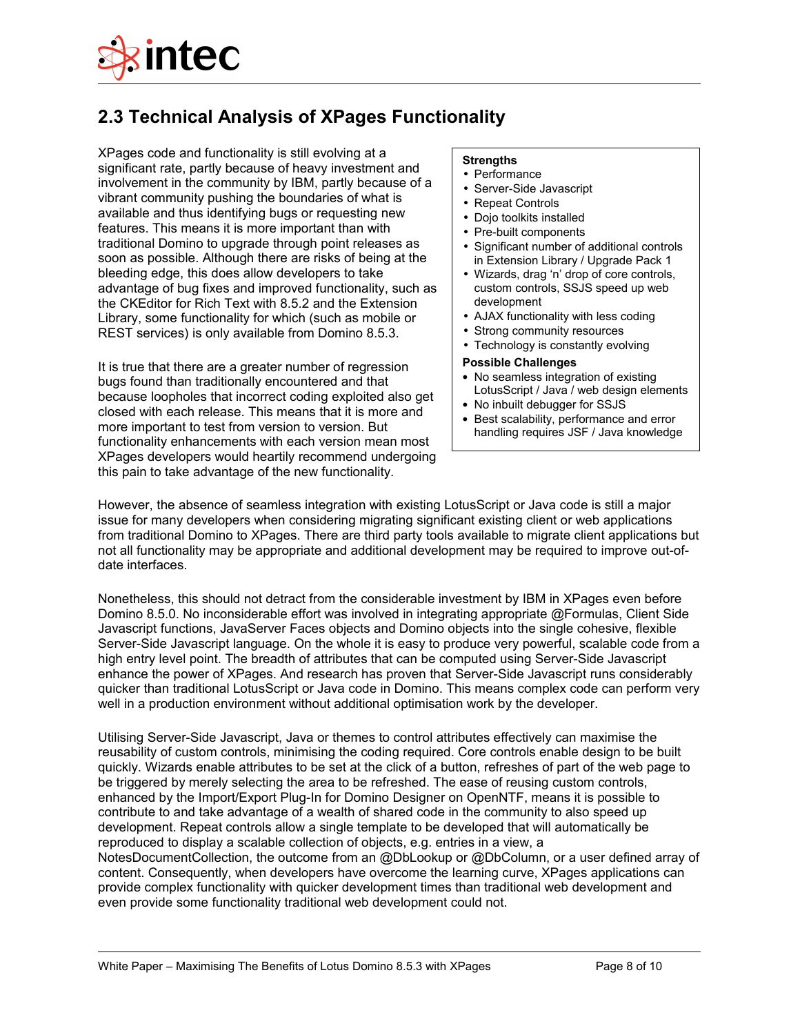## 2.3 Technical Analysis of XPages Functionality

XPages code and functionality is still evolving at a significant rate, partly because of heavy investment and involvement in the community by IBM, partly because of a vibrant community pushing the boundaries of what is available and thus identifying bugs or requesting new features. This means it is more important than with traditional Domino to upgrade through point releases as soon as possible. Although there are risks of being at the bleeding edge, this does allow developers to take advantage of bug fixes and improved functionality, such as the CKEditor for Rich Text with 8.5.2 and the Extension Library, some functionality for which (such as mobile or REST services) is only available from Domino 8.5.3.

It is true that there are a greater number of regression bugs found than traditionally encountered and that because loopholes that incorrect coding exploited also get closed with each release. This means that it is more and more important to test from version to version. But functionality enhancements with each version mean most XPages developers would heartily recommend undergoing this pain to take advantage of the new functionality.

**Strengths**

- Performance
- Server-Side Javascript
- Repeat Controls
- Dojo toolkits installed
- Pre-built components
- Significant number of additional controls in Extension Library / Upgrade Pack 1
- Wizards, drag 'n' drop of core controls, custom controls, SSJS speed up web development
- AJAX functionality with less coding
- Strong community resources
- Technology is constantly evolving

**Possible Challenges**

- No seamless integration of existing LotusScript / Java / web design elements
- No inbuilt debugger for SSJS
- Best scalability, performance and error handling requires JSF / Java knowledge

However, the absence of seamless integration with existing LotusScript or Java code is still a major issue for many developers when considering migrating significant existing client or web applications from traditional Domino to XPages. There are third party tools available to migrate client applications but not all functionality may be appropriate and additional development may be required to improve out-of-date interfaces.

Nonetheless, this should not detract from the considerable investment by IBM in XPages even before Domino 8.5.0. No inconsiderable effort was involved in integrating appropriate @Formulas, Client Side Javascript functions, JavaServer Faces objects and Domino objects into the single cohesive, flexible Server-Side Javascript language. On the whole it is easy to produce very powerful, scalable code from a high entry level point. The breadth of attributes that can be computed using Server-Side Javascript enhance the power of XPages. And research has proven that Server-Side Javascript runs considerably quicker than traditional LotusScript or Java code in Domino. This means complex code can perform very well in a production environment without additional optimisation work by the developer.

Utilising Server-Side Javascript, Java or themes to control attributes effectively can maximise the reusability of custom controls, minimising the coding required. Core controls enable design to be built quickly. Wizards enable attributes to be set at the click of a button, refreshes of part of the web page to be triggered by merely selecting the area to be refreshed. The ease of reusing custom controls, enhanced by the Import/Export Plug-In for Domino Designer on OpenNTF, means it is possible to contribute to and take advantage of a wealth of shared code in the community to also speed up development. Repeat controls allow a single template to be developed that will automatically be reproduced to display a scalable collection of objects, e.g. entries in a view, a NotesDocumentCollection, the outcome from an @DbLookup or @DbColumn, or a user defined array of content. Consequently, when developers have overcome the learning curve, XPages applications can provide complex functionality with quicker development times than traditional web development and even provide some functionality traditional web development could not.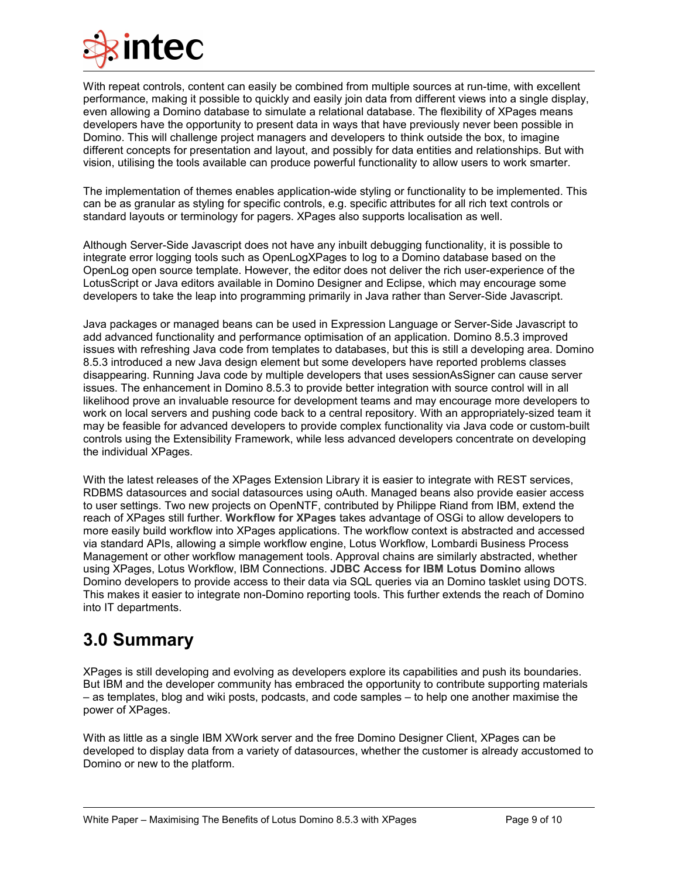With repeat controls, content can easily be combined from multiple sources at run-time, with excellent performance, making it possible to quickly and easily join data from different views into a single display, even allowing a Domino database to simulate a relational database. The flexibility of XPages means developers have the opportunity to present data in ways that have previously never been possible in Domino. This will challenge project managers and developers to think outside the box, to imagine different concepts for presentation and layout, and possibly for data entities and relationships. But with vision, utilising the tools available can produce powerful functionality to allow users to work smarter.

The implementation of themes enables application-wide styling or functionality to be implemented. This can be as granular as styling for specific controls, e.g. specific attributes for all rich text controls or standard layouts or terminology for pagers. XPages also supports localisation as well.

Although Server-Side Javascript does not have any inbuilt debugging functionality, it is possible to integrate error logging tools such as OpenLogXPages to log to a Domino database based on the OpenLog open source template. However, the editor does not deliver the rich user-experience of the LotusScript or Java editors available in Domino Designer and Eclipse, which may encourage some developers to take the leap into programming primarily in Java rather than Server-Side Javascript.

Java packages or managed beans can be used in Expression Language or Server-Side Javascript to add advanced functionality and performance optimisation of an application. Domino 8.5.3 improved issues with refreshing Java code from templates to databases, but this is still a developing area. Domino 8.5.3 introduced a new Java design element but some developers have reported problems classes disappearing. Running Java code by multiple developers that uses sessionAsSigner can cause server issues. The enhancement in Domino 8.5.3 to provide better integration with source control will in all likelihood prove an invaluable resource for development teams and may encourage more developers to work on local servers and pushing code back to a central repository. With an appropriately-sized team it may be feasible for advanced developers to provide complex functionality via Java code or custom-built controls using the Extensibility Framework, while less advanced developers concentrate on developing the individual XPages.

With the latest releases of the XPages Extension Library it is easier to integrate with REST services, RDBMS datasources and social datasources using oAuth. Managed beans also provide easier access to user settings. Two new projects on OpenNTF, contributed by Philippe Riand from IBM, extend the reach of XPages still further. **Workflow for XPages** takes advantage of OSGi to allow developers to more easily build workflow into XPages applications. The workflow context is abstracted and accessed via standard APIs, allowing a simple workflow engine, Lotus Workflow, Lombardi Business Process Management or other workflow management tools. Approval chains are similarly abstracted, whether using XPages, Lotus Workflow, IBM Connections. **JDBC Access for IBM Lotus Domino** allows Domino developers to provide access to their data via SQL queries via an Domino tasklet using DOTS. This makes it easier to integrate non-Domino reporting tools. This further extends the reach of Domino into IT departments.

# 3.0 Summary

XPages is still developing and evolving as developers explore its capabilities and push its boundaries. But IBM and the developer community has embraced the opportunity to contribute supporting materials – as templates, blog and wiki posts, podcasts, and code samples – to help one another maximise the power of XPages.

With as little as a single IBM XWork server and the free Domino Designer Client, XPages can be developed to display data from a variety of datasources, whether the customer is already accustomed to Domino or new to the platform.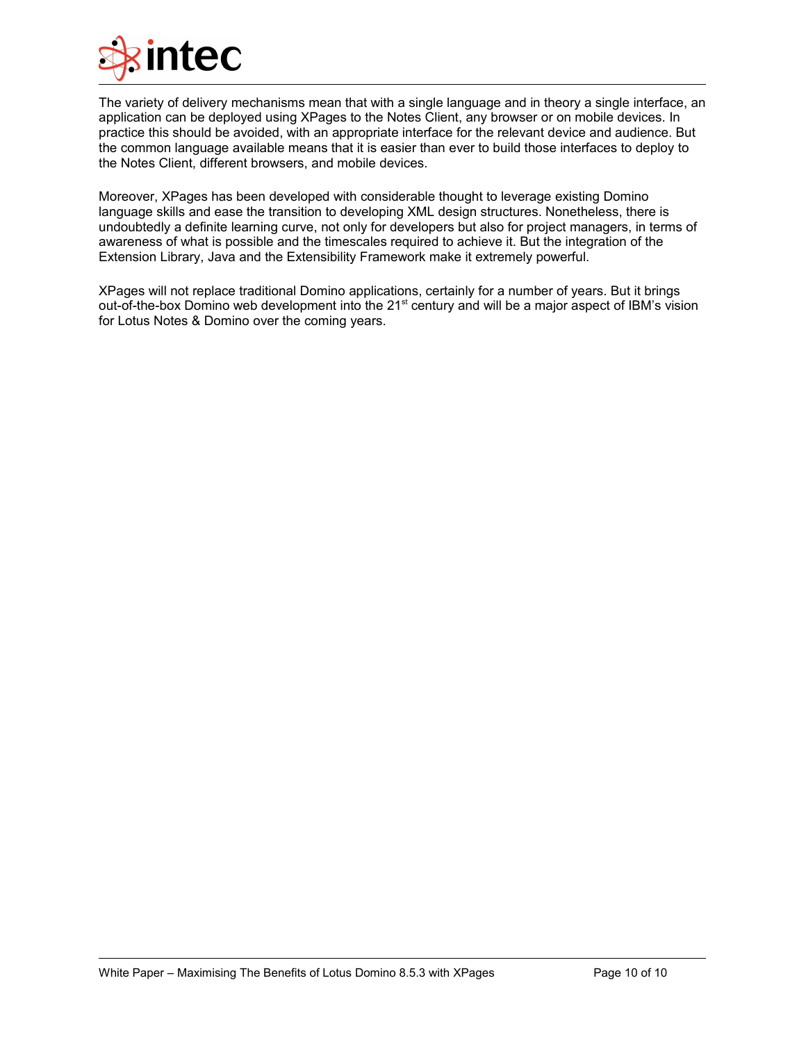The variety of delivery mechanisms mean that with a single language and in theory a single interface, an application can be deployed using XPages to the Notes Client, any browser or on mobile devices. In practice this should be avoided, with an appropriate interface for the relevant device and audience. But the common language available means that it is easier than ever to build those interfaces to deploy to the Notes Client, different browsers, and mobile devices.

Moreover, XPages has been developed with considerable thought to leverage existing Domino language skills and ease the transition to developing XML design structures. Nonetheless, there is undoubtedly a definite learning curve, not only for developers but also for project managers, in terms of awareness of what is possible and the timescales required to achieve it. But the integration of the Extension Library, Java and the Extensibility Framework make it extremely powerful.

XPages will not replace traditional Domino applications, certainly for a number of years. But it brings out-of-the-box Domino web development into the 21st century and will be a major aspect of IBM's vision for Lotus Notes & Domino over the coming years.